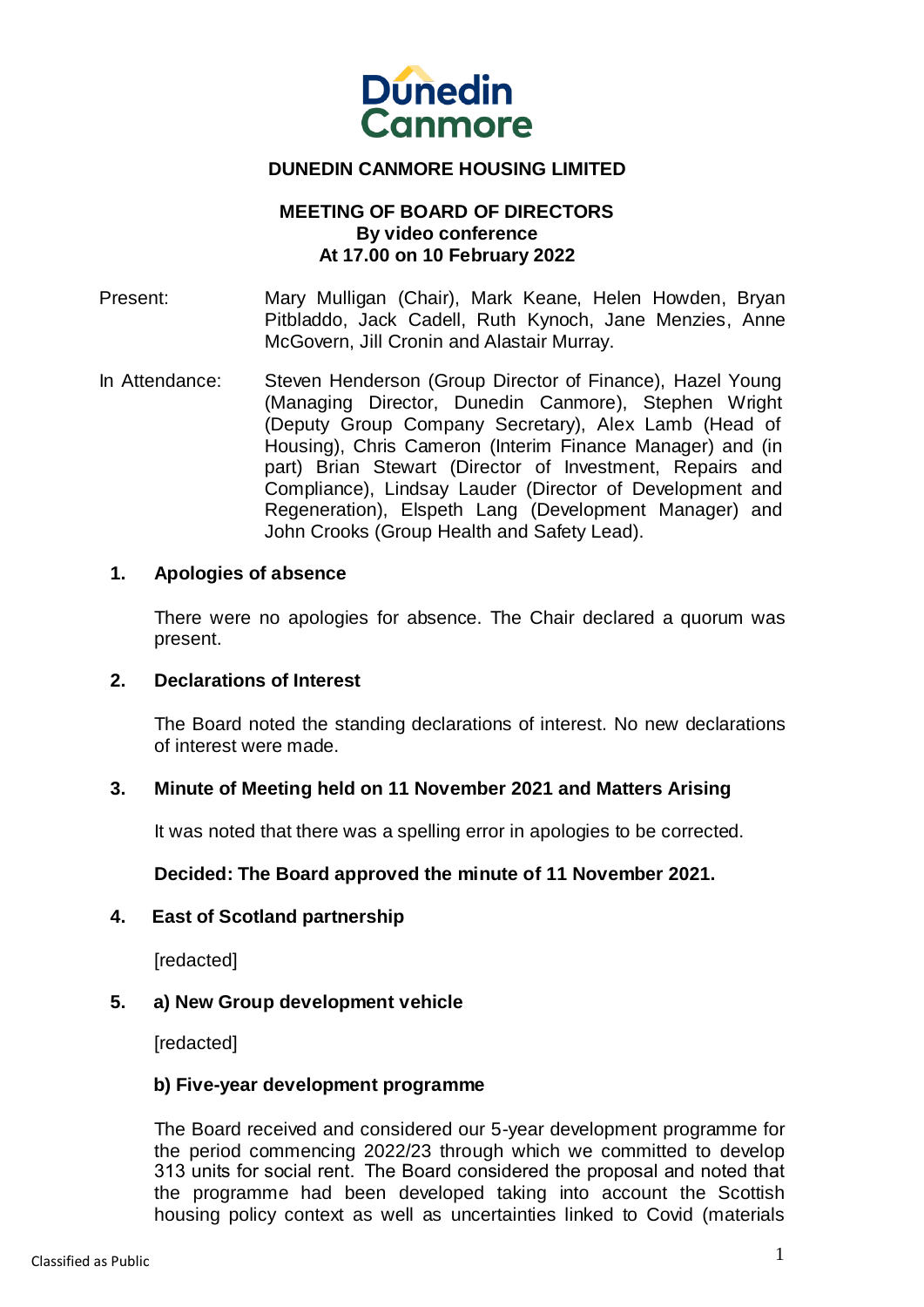# DUNEDIN CANMORE HOUSING LIMITED

## MEETING OF BOARD OF DIRECTORS
**By video conference**
**At 17.00 on 10 February 2022**

Present: Mary Mulligan (Chair), Mark Keane, Helen Howden, Bryan Pitbladdo, Jack Cadell, Ruth Kynoch, Jane Menzies, Anne McGovern, Jill Cronin and Alastair Murray.

In Attendance: Steven Henderson (Group Director of Finance), Hazel Young (Managing Director, Dunedin Canmore), Stephen Wright (Deputy Group Company Secretary), Alex Lamb (Head of Housing), Chris Cameron (Interim Finance Manager) and (in part) Brian Stewart (Director of Investment, Repairs and Compliance), Lindsay Lauder (Director of Development and Regeneration), Elspeth Lang (Development Manager) and John Crooks (Group Health and Safety Lead).

### 1. Apologies of absence

There were no apologies for absence. The Chair declared a quorum was present.

### 2. Declarations of Interest

The Board noted the standing declarations of interest. No new declarations of interest were made.

### 3. Minute of Meeting held on 11 November 2021 and Matters Arising

It was noted that there was a spelling error in apologies to be corrected.

**Decided: The Board approved the minute of 11 November 2021.**

### 4. East of Scotland partnership

[redacted]

### 5. a) New Group development vehicle

[redacted]

#### b) Five-year development programme

The Board received and considered our 5-year development programme for the period commencing 2022/23 through which we committed to develop 313 units for social rent. The Board considered the proposal and noted that the programme had been developed taking into account the Scottish housing policy context as well as uncertainties linked to Covid (materials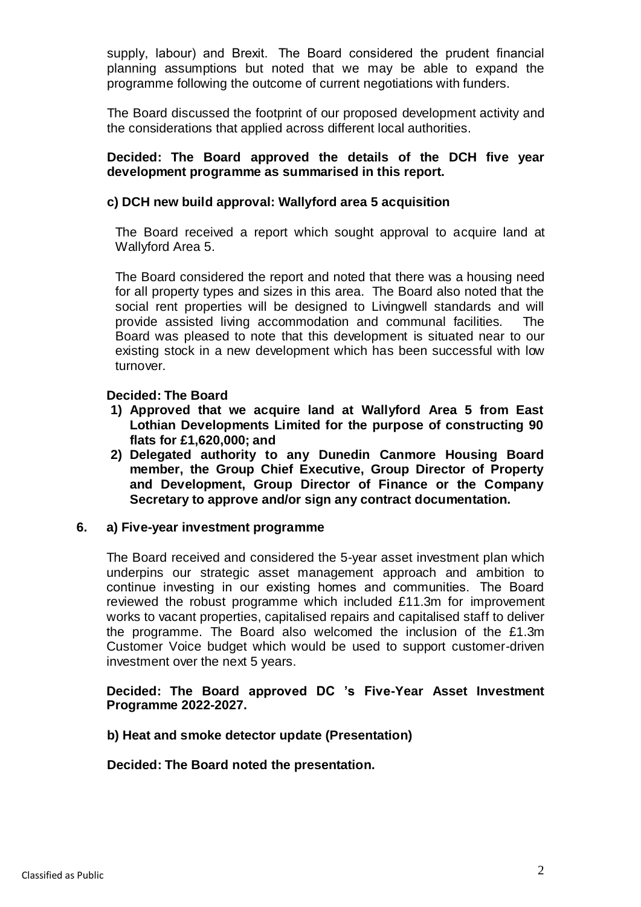supply, labour) and Brexit. The Board considered the prudent financial planning assumptions but noted that we may be able to expand the programme following the outcome of current negotiations with funders.

The Board discussed the footprint of our proposed development activity and the considerations that applied across different local authorities.

**Decided: The Board approved the details of the DCH five year development programme as summarised in this report.**

**c) DCH new build approval: Wallyford area 5 acquisition**

The Board received a report which sought approval to acquire land at Wallyford Area 5.

The Board considered the report and noted that there was a housing need for all property types and sizes in this area. The Board also noted that the social rent properties will be designed to Livingwell standards and will provide assisted living accommodation and communal facilities. The Board was pleased to note that this development is situated near to our existing stock in a new development which has been successful with low turnover.

**Decided: The Board**

1) **Approved that we acquire land at Wallyford Area 5 from East Lothian Developments Limited for the purpose of constructing 90 flats for £1,620,000; and**
2) **Delegated authority to any Dunedin Canmore Housing Board member, the Group Chief Executive, Group Director of Property and Development, Group Director of Finance or the Company Secretary to approve and/or sign any contract documentation.**

**6. a) Five-year investment programme**

The Board received and considered the 5-year asset investment plan which underpins our strategic asset management approach and ambition to continue investing in our existing homes and communities. The Board reviewed the robust programme which included £11.3m for improvement works to vacant properties, capitalised repairs and capitalised staff to deliver the programme. The Board also welcomed the inclusion of the £1.3m Customer Voice budget which would be used to support customer-driven investment over the next 5 years.

**Decided: The Board approved DC 's Five-Year Asset Investment Programme 2022-2027.**

**b) Heat and smoke detector update (Presentation)**

**Decided: The Board noted the presentation.**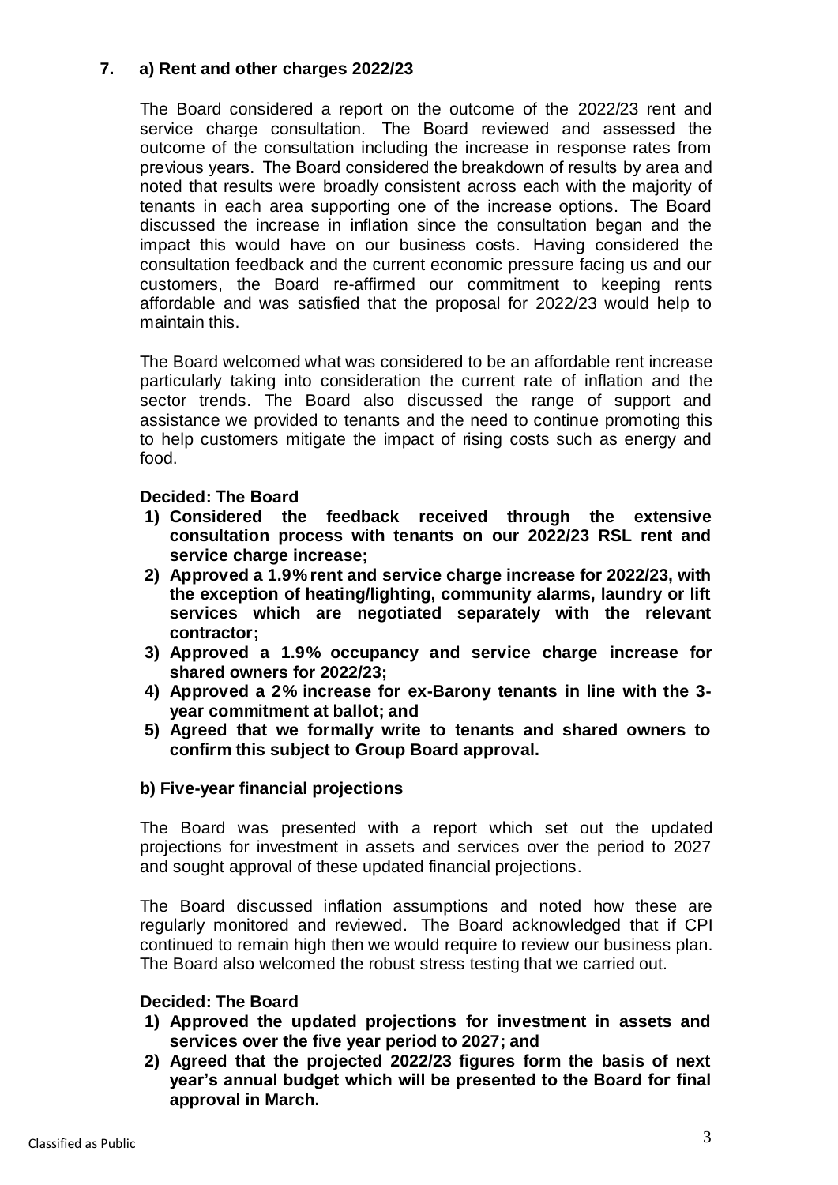## 7. a) Rent and other charges 2022/23

The Board considered a report on the outcome of the 2022/23 rent and service charge consultation. The Board reviewed and assessed the outcome of the consultation including the increase in response rates from previous years. The Board considered the breakdown of results by area and noted that results were broadly consistent across each with the majority of tenants in each area supporting one of the increase options. The Board discussed the increase in inflation since the consultation began and the impact this would have on our business costs. Having considered the consultation feedback and the current economic pressure facing us and our customers, the Board re-affirmed our commitment to keeping rents affordable and was satisfied that the proposal for 2022/23 would help to maintain this.

The Board welcomed what was considered to be an affordable rent increase particularly taking into consideration the current rate of inflation and the sector trends. The Board also discussed the range of support and assistance we provided to tenants and the need to continue promoting this to help customers mitigate the impact of rising costs such as energy and food.

**Decided: The Board**

1) **Considered the feedback received through the extensive consultation process with tenants on our 2022/23 RSL rent and service charge increase;**
2) **Approved a 1.9% rent and service charge increase for 2022/23, with the exception of heating/lighting, community alarms, laundry or lift services which are negotiated separately with the relevant contractor;**
3) **Approved a 1.9% occupancy and service charge increase for shared owners for 2022/23;**
4) **Approved a 2% increase for ex-Barony tenants in line with the 3-year commitment at ballot; and**
5) **Agreed that we formally write to tenants and shared owners to confirm this subject to Group Board approval.**

### b) Five-year financial projections

The Board was presented with a report which set out the updated projections for investment in assets and services over the period to 2027 and sought approval of these updated financial projections.

The Board discussed inflation assumptions and noted how these are regularly monitored and reviewed. The Board acknowledged that if CPI continued to remain high then we would require to review our business plan. The Board also welcomed the robust stress testing that we carried out.

**Decided: The Board**

1) **Approved the updated projections for investment in assets and services over the five year period to 2027; and**
2) **Agreed that the projected 2022/23 figures form the basis of next year's annual budget which will be presented to the Board for final approval in March.**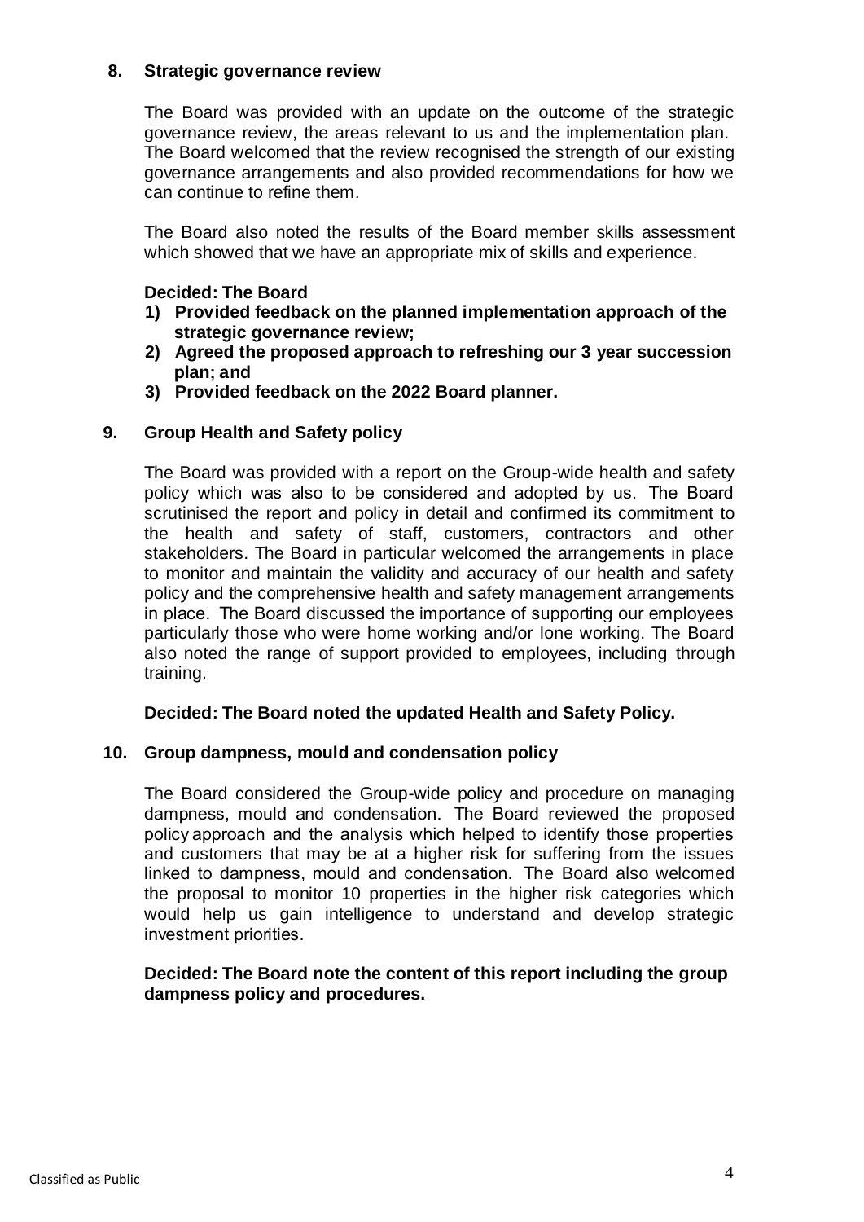## 8. Strategic governance review

The Board was provided with an update on the outcome of the strategic governance review, the areas relevant to us and the implementation plan. The Board welcomed that the review recognised the strength of our existing governance arrangements and also provided recommendations for how we can continue to refine them.

The Board also noted the results of the Board member skills assessment which showed that we have an appropriate mix of skills and experience.

**Decided: The Board**

1) **Provided feedback on the planned implementation approach of the strategic governance review;**
2) **Agreed the proposed approach to refreshing our 3 year succession plan; and**
3) **Provided feedback on the 2022 Board planner.**

## 9. Group Health and Safety policy

The Board was provided with a report on the Group-wide health and safety policy which was also to be considered and adopted by us. The Board scrutinised the report and policy in detail and confirmed its commitment to the health and safety of staff, customers, contractors and other stakeholders. The Board in particular welcomed the arrangements in place to monitor and maintain the validity and accuracy of our health and safety policy and the comprehensive health and safety management arrangements in place. The Board discussed the importance of supporting our employees particularly those who were home working and/or lone working. The Board also noted the range of support provided to employees, including through training.

**Decided: The Board noted the updated Health and Safety Policy.**

## 10. Group dampness, mould and condensation policy

The Board considered the Group-wide policy and procedure on managing dampness, mould and condensation. The Board reviewed the proposed policy approach and the analysis which helped to identify those properties and customers that may be at a higher risk for suffering from the issues linked to dampness, mould and condensation. The Board also welcomed the proposal to monitor 10 properties in the higher risk categories which would help us gain intelligence to understand and develop strategic investment priorities.

**Decided: The Board note the content of this report including the group dampness policy and procedures.**

Classified as Public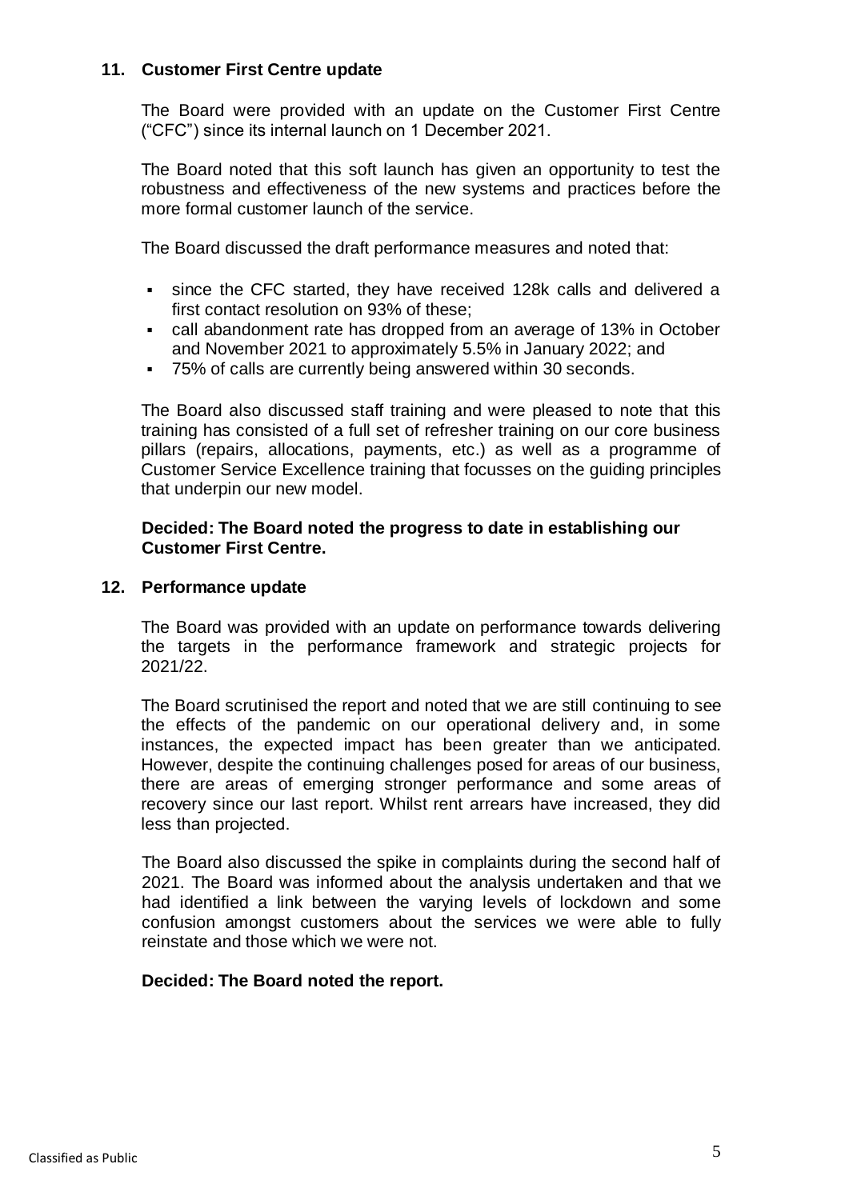## 11. Customer First Centre update

The Board were provided with an update on the Customer First Centre ("CFC") since its internal launch on 1 December 2021.

The Board noted that this soft launch has given an opportunity to test the robustness and effectiveness of the new systems and practices before the more formal customer launch of the service.

The Board discussed the draft performance measures and noted that:

- since the CFC started, they have received 128k calls and delivered a first contact resolution on 93% of these;
- call abandonment rate has dropped from an average of 13% in October and November 2021 to approximately 5.5% in January 2022; and
- 75% of calls are currently being answered within 30 seconds.

The Board also discussed staff training and were pleased to note that this training has consisted of a full set of refresher training on our core business pillars (repairs, allocations, payments, etc.) as well as a programme of Customer Service Excellence training that focusses on the guiding principles that underpin our new model.

**Decided: The Board noted the progress to date in establishing our Customer First Centre.**

## 12. Performance update

The Board was provided with an update on performance towards delivering the targets in the performance framework and strategic projects for 2021/22.

The Board scrutinised the report and noted that we are still continuing to see the effects of the pandemic on our operational delivery and, in some instances, the expected impact has been greater than we anticipated. However, despite the continuing challenges posed for areas of our business, there are areas of emerging stronger performance and some areas of recovery since our last report. Whilst rent arrears have increased, they did less than projected.

The Board also discussed the spike in complaints during the second half of 2021. The Board was informed about the analysis undertaken and that we had identified a link between the varying levels of lockdown and some confusion amongst customers about the services we were able to fully reinstate and those which we were not.

**Decided: The Board noted the report.**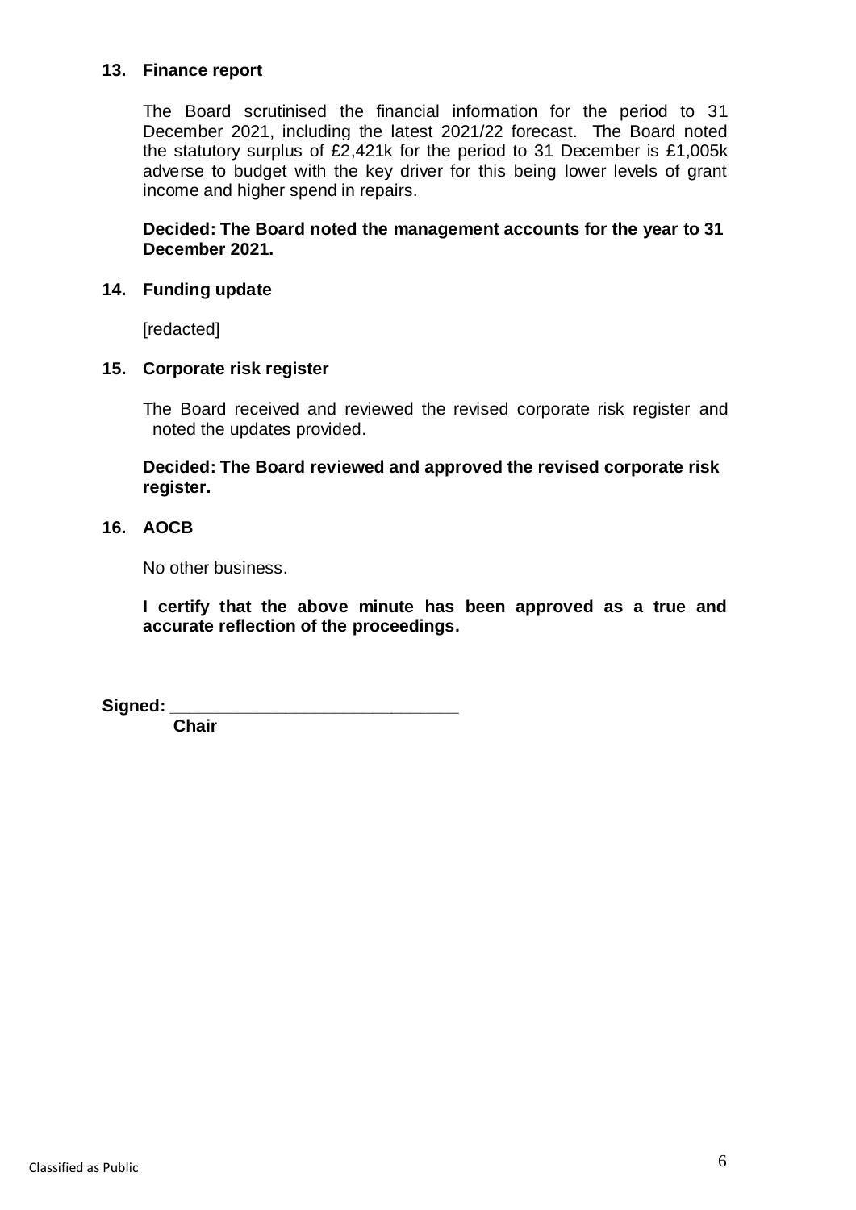## 13. Finance report

The Board scrutinised the financial information for the period to 31 December 2021, including the latest 2021/22 forecast. The Board noted the statutory surplus of £2,421k for the period to 31 December is £1,005k adverse to budget with the key driver for this being lower levels of grant income and higher spend in repairs.

**Decided: The Board noted the management accounts for the year to 31 December 2021.**

## 14. Funding update

[redacted]

## 15. Corporate risk register

The Board received and reviewed the revised corporate risk register and noted the updates provided.

**Decided: The Board reviewed and approved the revised corporate risk register.**

## 16. AOCB

No other business.

**I certify that the above minute has been approved as a true and accurate reflection of the proceedings.**

**Signed:** ______________________________
**Chair**

Classified as Public